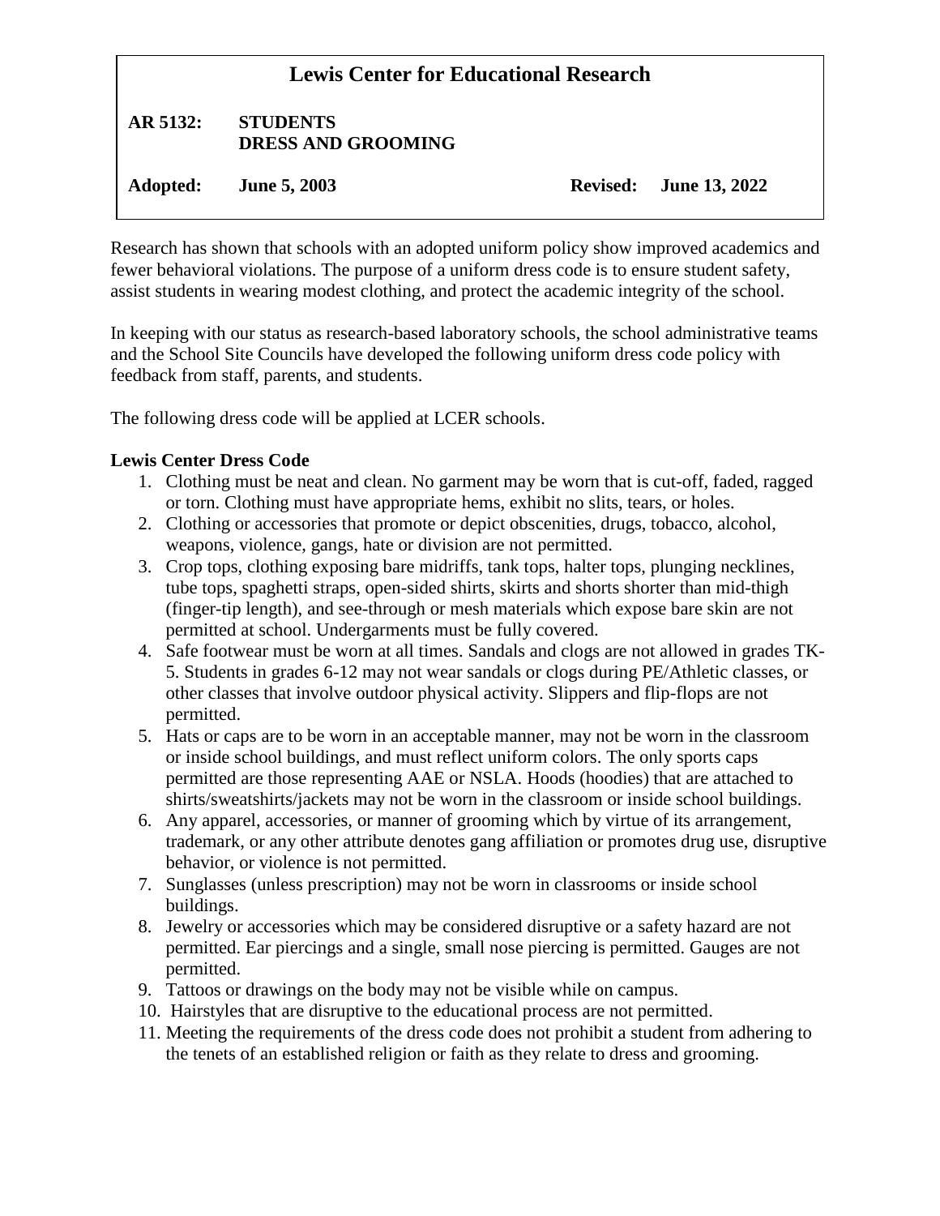# Lewis Center for Educational Research

**AR 5132: STUDENTS**
**DRESS AND GROOMING**

**Adopted: June 5, 2003** **Revised: June 13, 2022**

Research has shown that schools with an adopted uniform policy show improved academics and fewer behavioral violations. The purpose of a uniform dress code is to ensure student safety, assist students in wearing modest clothing, and protect the academic integrity of the school.

In keeping with our status as research-based laboratory schools, the school administrative teams and the School Site Councils have developed the following uniform dress code policy with feedback from staff, parents, and students.

The following dress code will be applied at LCER schools.

**Lewis Center Dress Code**

1. Clothing must be neat and clean. No garment may be worn that is cut-off, faded, ragged or torn. Clothing must have appropriate hems, exhibit no slits, tears, or holes.
2. Clothing or accessories that promote or depict obscenities, drugs, tobacco, alcohol, weapons, violence, gangs, hate or division are not permitted.
3. Crop tops, clothing exposing bare midriffs, tank tops, halter tops, plunging necklines, tube tops, spaghetti straps, open-sided shirts, skirts and shorts shorter than mid-thigh (finger-tip length), and see-through or mesh materials which expose bare skin are not permitted at school. Undergarments must be fully covered.
4. Safe footwear must be worn at all times. Sandals and clogs are not allowed in grades TK-5. Students in grades 6-12 may not wear sandals or clogs during PE/Athletic classes, or other classes that involve outdoor physical activity. Slippers and flip-flops are not permitted.
5. Hats or caps are to be worn in an acceptable manner, may not be worn in the classroom or inside school buildings, and must reflect uniform colors. The only sports caps permitted are those representing AAE or NSLA. Hoods (hoodies) that are attached to shirts/sweatshirts/jackets may not be worn in the classroom or inside school buildings.
6. Any apparel, accessories, or manner of grooming which by virtue of its arrangement, trademark, or any other attribute denotes gang affiliation or promotes drug use, disruptive behavior, or violence is not permitted.
7. Sunglasses (unless prescription) may not be worn in classrooms or inside school buildings.
8. Jewelry or accessories which may be considered disruptive or a safety hazard are not permitted. Ear piercings and a single, small nose piercing is permitted. Gauges are not permitted.
9. Tattoos or drawings on the body may not be visible while on campus.
10. Hairstyles that are disruptive to the educational process are not permitted.
11. Meeting the requirements of the dress code does not prohibit a student from adhering to the tenets of an established religion or faith as they relate to dress and grooming.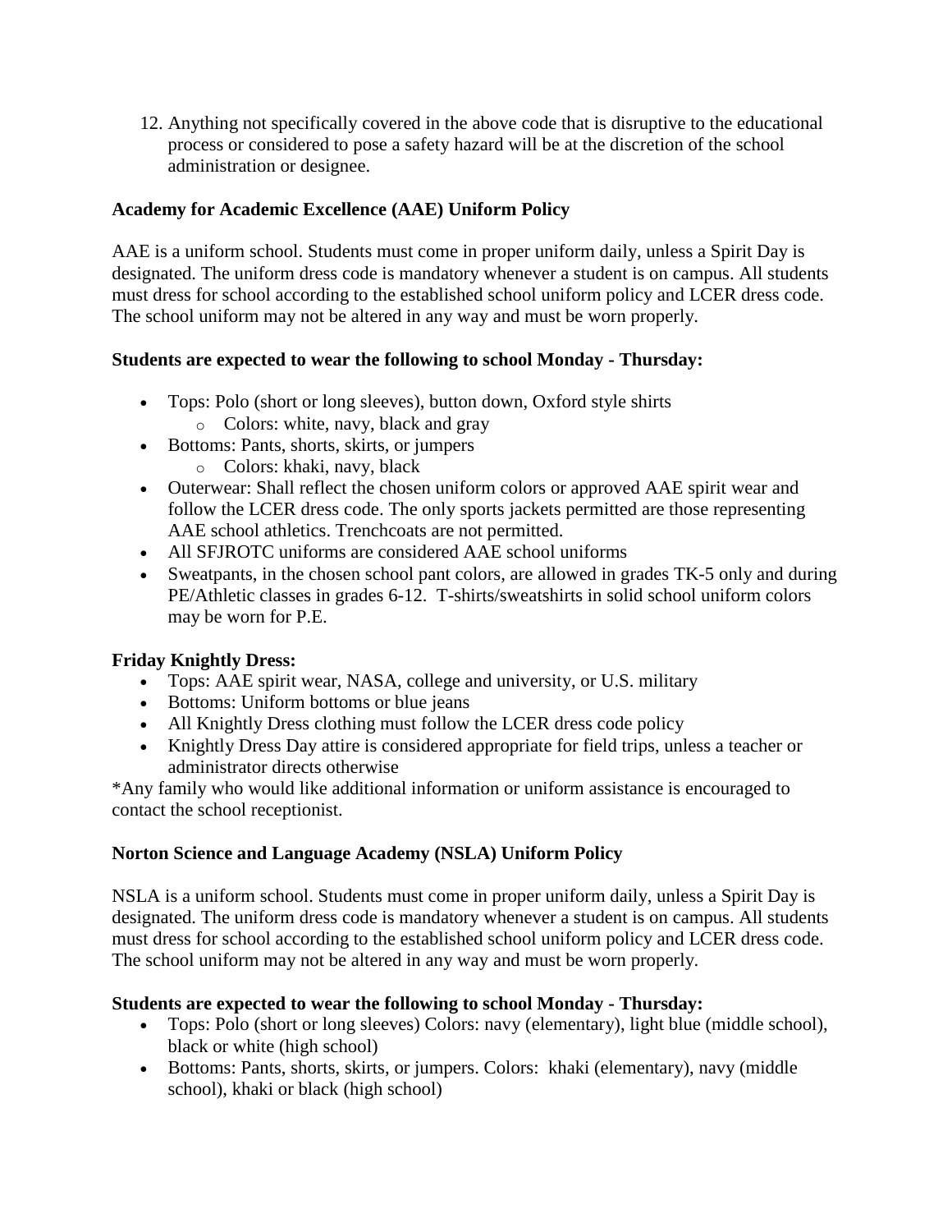12. Anything not specifically covered in the above code that is disruptive to the educational process or considered to pose a safety hazard will be at the discretion of the school administration or designee.

**Academy for Academic Excellence (AAE) Uniform Policy**

AAE is a uniform school. Students must come in proper uniform daily, unless a Spirit Day is designated. The uniform dress code is mandatory whenever a student is on campus. All students must dress for school according to the established school uniform policy and LCER dress code. The school uniform may not be altered in any way and must be worn properly.

**Students are expected to wear the following to school Monday - Thursday:**

- Tops: Polo (short or long sleeves), button down, Oxford style shirts
  - Colors: white, navy, black and gray
- Bottoms: Pants, shorts, skirts, or jumpers
  - Colors: khaki, navy, black
- Outerwear: Shall reflect the chosen uniform colors or approved AAE spirit wear and follow the LCER dress code. The only sports jackets permitted are those representing AAE school athletics. Trenchcoats are not permitted.
- All SFJROTC uniforms are considered AAE school uniforms
- Sweatpants, in the chosen school pant colors, are allowed in grades TK-5 only and during PE/Athletic classes in grades 6-12. T-shirts/sweatshirts in solid school uniform colors may be worn for P.E.

**Friday Knightly Dress:**

- Tops: AAE spirit wear, NASA, college and university, or U.S. military
- Bottoms: Uniform bottoms or blue jeans
- All Knightly Dress clothing must follow the LCER dress code policy
- Knightly Dress Day attire is considered appropriate for field trips, unless a teacher or administrator directs otherwise

*Any family who would like additional information or uniform assistance is encouraged to contact the school receptionist.

**Norton Science and Language Academy (NSLA) Uniform Policy**

NSLA is a uniform school. Students must come in proper uniform daily, unless a Spirit Day is designated. The uniform dress code is mandatory whenever a student is on campus. All students must dress for school according to the established school uniform policy and LCER dress code. The school uniform may not be altered in any way and must be worn properly.

**Students are expected to wear the following to school Monday - Thursday:**

- Tops: Polo (short or long sleeves) Colors: navy (elementary), light blue (middle school), black or white (high school)
- Bottoms: Pants, shorts, skirts, or jumpers. Colors: khaki (elementary), navy (middle school), khaki or black (high school)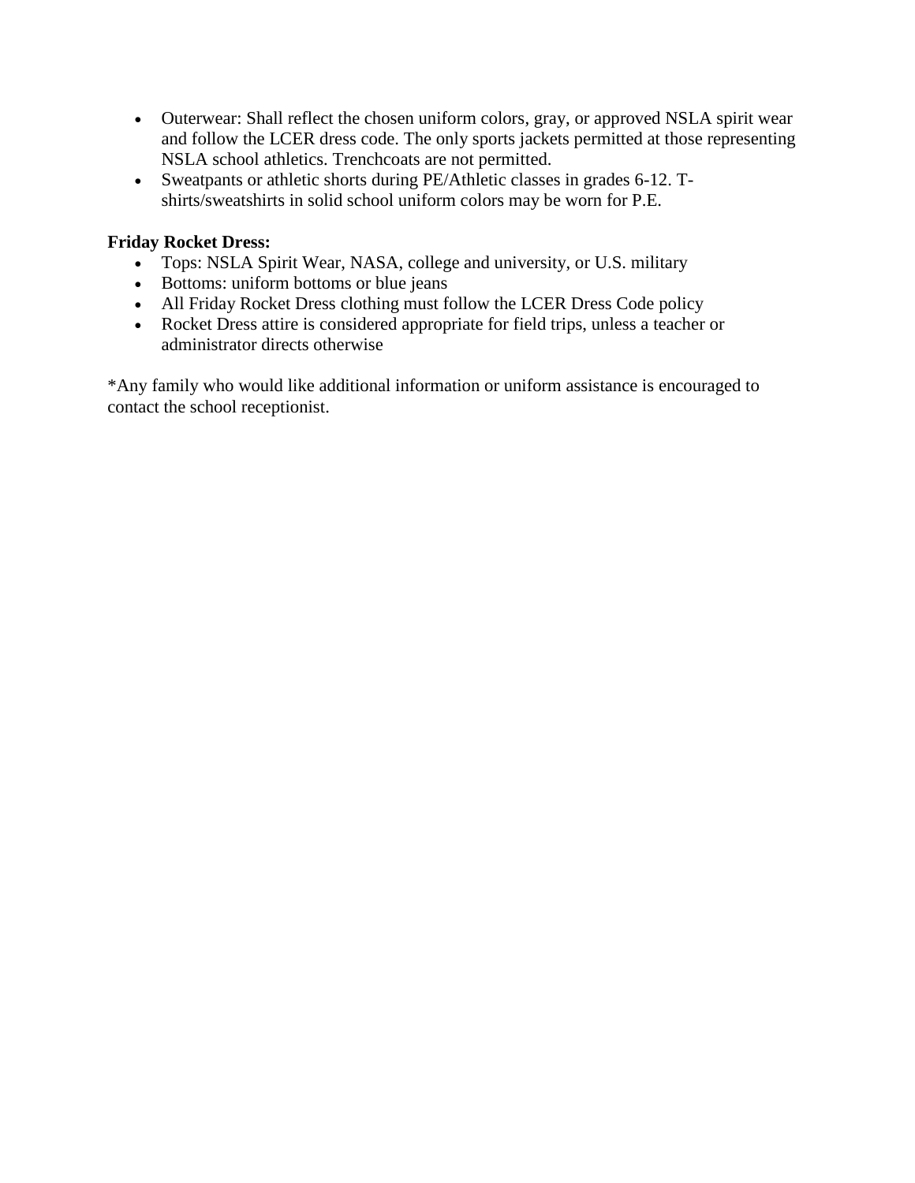- Outerwear: Shall reflect the chosen uniform colors, gray, or approved NSLA spirit wear and follow the LCER dress code. The only sports jackets permitted at those representing NSLA school athletics. Trenchcoats are not permitted.
- Sweatpants or athletic shorts during PE/Athletic classes in grades 6-12. T-shirts/sweatshirts in solid school uniform colors may be worn for P.E.

**Friday Rocket Dress:**

- Tops: NSLA Spirit Wear, NASA, college and university, or U.S. military
- Bottoms: uniform bottoms or blue jeans
- All Friday Rocket Dress clothing must follow the LCER Dress Code policy
- Rocket Dress attire is considered appropriate for field trips, unless a teacher or administrator directs otherwise

*Any family who would like additional information or uniform assistance is encouraged to contact the school receptionist.